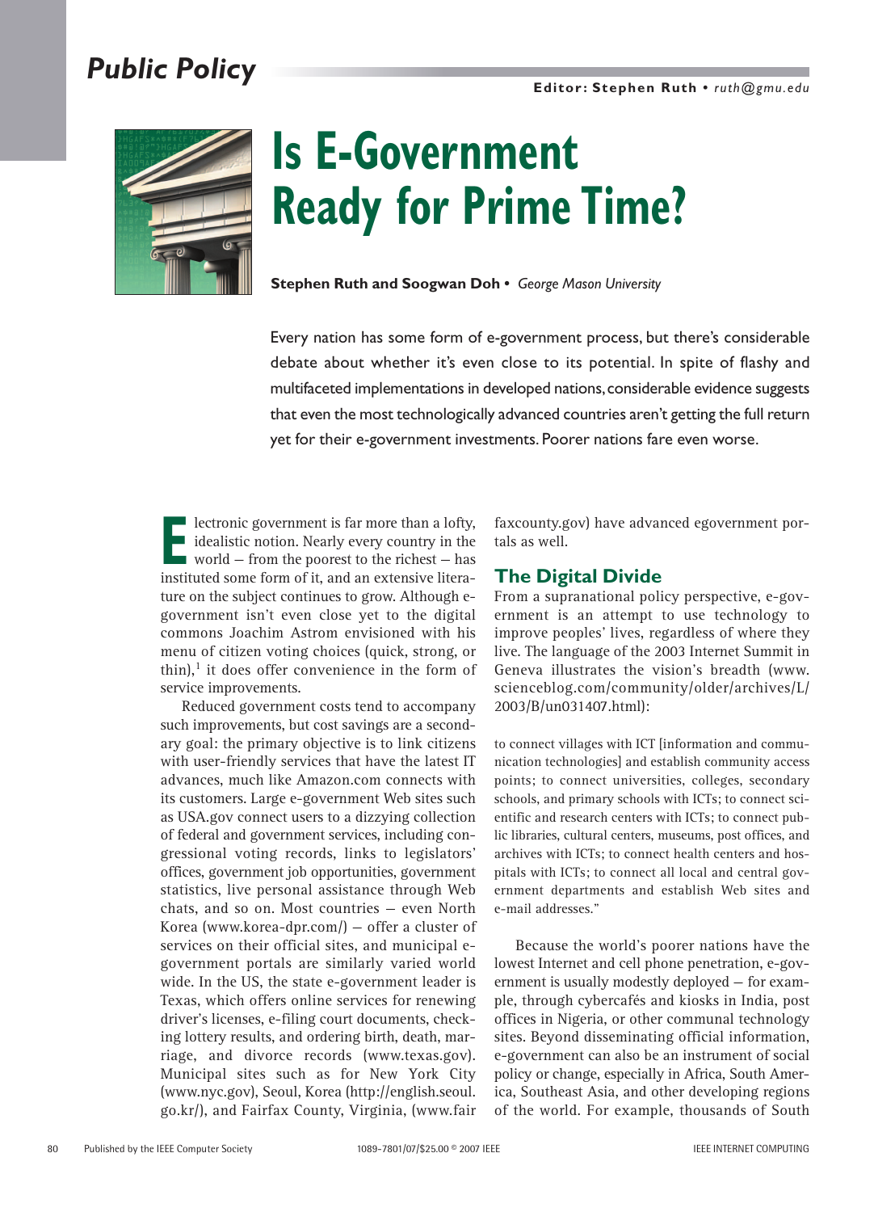# Is E-Government Ready for Prime Time?

**Stephen Ruth and Soogwan Doh** • *George Mason University*

Every nation has some form of e-government process, but there's considerable debate about whether it's even close to its potential. In spite of flashy and multifaceted implementations in developed nations, considerable evidence suggests that even the most technologically advanced countries aren't getting the full return yet for their e-government investments. Poorer nations fare even worse.

Electronic government is far more than a lofty, idealistic notion. Nearly every country in the world — from the poorest to the richest — has instituted some form of it, and an extensive literature on the subject continues to grow. Although e-government isn't even close yet to the digital commons Joachim Astrom envisioned with his menu of citizen voting choices (quick, strong, or thin),[1] it does offer convenience in the form of service improvements.

Reduced government costs tend to accompany such improvements, but cost savings are a secondary goal: the primary objective is to link citizens with user-friendly services that have the latest IT advances, much like Amazon.com connects with its customers. Large e-government Web sites such as USA.gov connect users to a dizzying collection of federal and government services, including congressional voting records, links to legislators' offices, government job opportunities, government statistics, live personal assistance through Web chats, and so on. Most countries — even North Korea (www.korea-dpr.com/) — offer a cluster of services on their official sites, and municipal e-government portals are similarly varied world wide. In the US, the state e-government leader is Texas, which offers online services for renewing driver's licenses, e-filing court documents, checking lottery results, and ordering birth, death, marriage, and divorce records (www.texas.gov). Municipal sites such as for New York City (www.nyc.gov), Seoul, Korea (http://english.seoul.go.kr/), and Fairfax County, Virginia, (www.fairfaxcounty.gov) have advanced egovernment portals as well.

## The Digital Divide

From a supranational policy perspective, e-government is an attempt to use technology to improve peoples' lives, regardless of where they live. The language of the 2003 Internet Summit in Geneva illustrates the vision's breadth (www.scienceblog.com/community/older/archives/L/2003/B/un031407.html):

> to connect villages with ICT [information and communication technologies] and establish community access points; to connect universities, colleges, secondary schools, and primary schools with ICTs; to connect scientific and research centers with ICTs; to connect public libraries, cultural centers, museums, post offices, and archives with ICTs; to connect health centers and hospitals with ICTs; to connect all local and central government departments and establish Web sites and e-mail addresses."

Because the world's poorer nations have the lowest Internet and cell phone penetration, e-government is usually modestly deployed — for example, through cybercafés and kiosks in India, post offices in Nigeria, or other communal technology sites. Beyond disseminating official information, e-government can also be an instrument of social policy or change, especially in Africa, South America, Southeast Asia, and other developing regions of the world. For example, thousands of South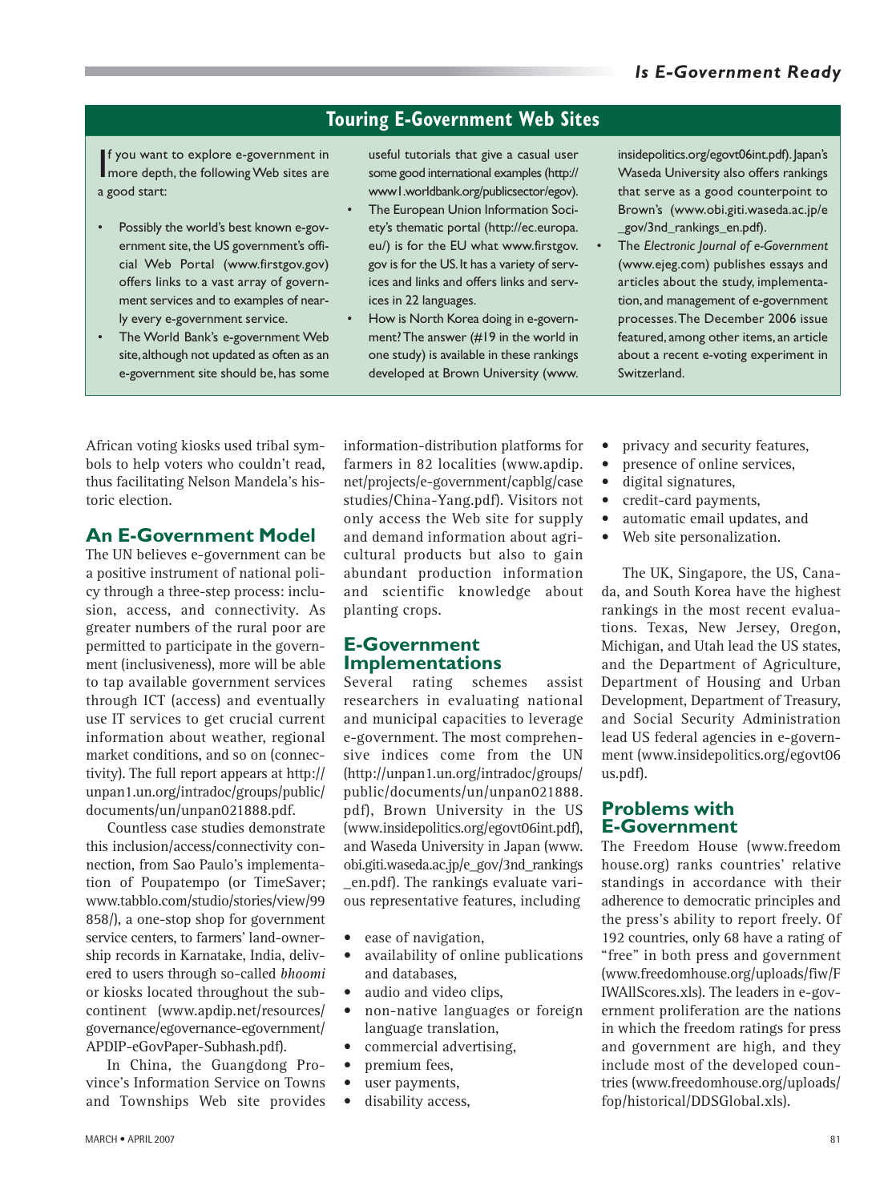## Touring E-Government Web Sites

If you want to explore e-government in more depth, the following Web sites are a good start:

- Possibly the world's best known e-government site, the US government's official Web Portal (www.firstgov.gov) offers links to a vast array of government services and to examples of nearly every e-government service.
- The World Bank's e-government Web site, although not updated as often as an e-government site should be, has some useful tutorials that give a casual user some good international examples (http://www1.worldbank.org/publicsector/egov).
- The European Union Information Society's thematic portal (http://ec.europa.eu/) is for the EU what www.firstgov.gov is for the US. It has a variety of services and links and offers links and services in 22 languages.
- How is North Korea doing in e-government? The answer (#19 in the world in one study) is available in these rankings developed at Brown University (www.insidepolitics.org/egovt06int.pdf). Japan's Waseda University also offers rankings that serve as a good counterpoint to Brown's (www.obi.giti.waseda.ac.jp/e_gov/3nd_rankings_en.pdf).
- The *Electronic Journal of e-Government* (www.ejeg.com) publishes essays and articles about the study, implementation, and management of e-government processes. The December 2006 issue featured, among other items, an article about a recent e-voting experiment in Switzerland.

African voting kiosks used tribal symbols to help voters who couldn't read, thus facilitating Nelson Mandela's historic election.

## An E-Government Model

The UN believes e-government can be a positive instrument of national policy through a three-step process: inclusion, access, and connectivity. As greater numbers of the rural poor are permitted to participate in the government (inclusiveness), more will be able to tap available government services through ICT (access) and eventually use IT services to get crucial current information about weather, regional market conditions, and so on (connectivity). The full report appears at http://unpan1.un.org/intradoc/groups/public/documents/un/unpan021888.pdf.

Countless case studies demonstrate this inclusion/access/connectivity connection, from Sao Paulo's implementation of Poupatempo (or TimeSaver; www.tabblo.com/studio/stories/view/99858/), a one-stop shop for government service centers, to farmers' land-ownership records in Karnatake, India, delivered to users through so-called *bhoomi* or kiosks located throughout the subcontinent (www.apdip.net/resources/governance/egovernance-egovernment/APDIP-eGovPaper-Subhash.pdf).

In China, the Guangdong Province's Information Service on Towns and Townships Web site provides information-distribution platforms for farmers in 82 localities (www.apdip.net/projects/e-government/capblg/casestudies/China-Yang.pdf). Visitors not only access the Web site for supply and demand information about agricultural products but also to gain abundant production information and scientific knowledge about planting crops.

## E-Government Implementations

Several rating schemes assist researchers in evaluating national and municipal capacities to leverage e-government. The most comprehensive indices come from the UN (http://unpan1.un.org/intradoc/groups/public/documents/un/unpan021888.pdf), Brown University in the US (www.insidepolitics.org/egovt06int.pdf), and Waseda University in Japan (www.obi.giti.waseda.ac.jp/e_gov/3nd_rankings_en.pdf). The rankings evaluate various representative features, including

- ease of navigation,
- availability of online publications and databases,
- audio and video clips,
- non-native languages or foreign language translation,
- commercial advertising,
- premium fees,
- user payments,
- disability access,
- privacy and security features,
- presence of online services,
- digital signatures,
- credit-card payments,
- automatic email updates, and
- Web site personalization.

The UK, Singapore, the US, Canada, and South Korea have the highest rankings in the most recent evaluations. Texas, New Jersey, Oregon, Michigan, and Utah lead the US states, and the Department of Agriculture, Department of Housing and Urban Development, Department of Treasury, and Social Security Administration lead US federal agencies in e-government (www.insidepolitics.org/egovt06us.pdf).

## Problems with E-Government

The Freedom House (www.freedomhouse.org) ranks countries' relative standings in accordance with their adherence to democratic principles and the press's ability to report freely. Of 192 countries, only 68 have a rating of "free" in both press and government (www.freedomhouse.org/uploads/fiw/FIWAllScores.xls). The leaders in e-government proliferation are the nations in which the freedom ratings for press and government are high, and they include most of the developed countries (www.freedomhouse.org/uploads/fop/historical/DDSGlobal.xls).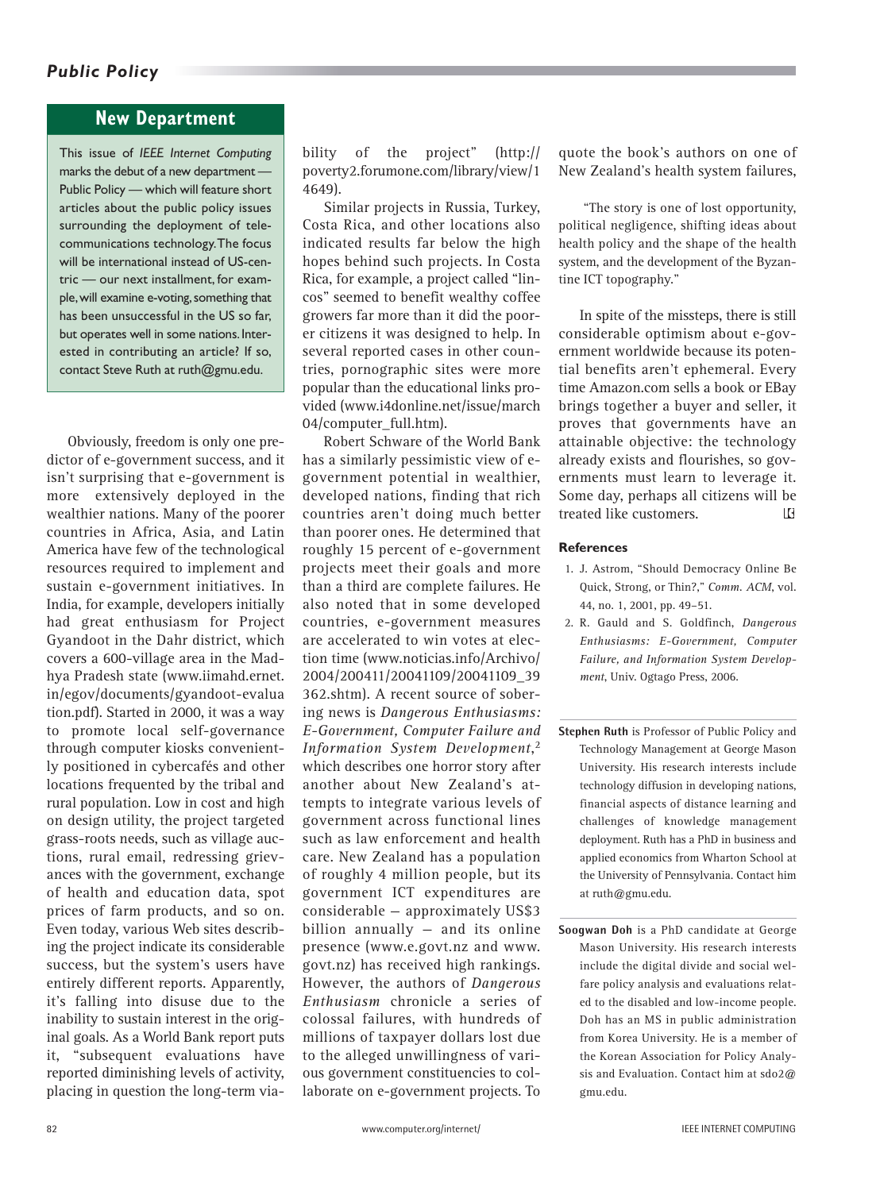## New Department

This issue of *IEEE Internet Computing* marks the debut of a new department — Public Policy — which will feature short articles about the public policy issues surrounding the deployment of telecommunications technology. The focus will be international instead of US-centric — our next installment, for example, will examine e-voting, something that has been unsuccessful in the US so far, but operates well in some nations. Interested in contributing an article? If so, contact Steve Ruth at ruth@gmu.edu.

Obviously, freedom is only one predictor of e-government success, and it isn't surprising that e-government is more extensively deployed in the wealthier nations. Many of the poorer countries in Africa, Asia, and Latin America have few of the technological resources required to implement and sustain e-government initiatives. In India, for example, developers initially had great enthusiasm for Project Gyandoot in the Dahr district, which covers a 600-village area in the Madhya Pradesh state (www.iimahd.ernet.in/egov/documents/gyandoot-evaluation.pdf). Started in 2000, it was a way to promote local self-governance through computer kiosks conveniently positioned in cybercafés and other locations frequented by the tribal and rural population. Low in cost and high on design utility, the project targeted grass-roots needs, such as village auctions, rural email, redressing grievances with the government, exchange of health and education data, spot prices of farm products, and so on. Even today, various Web sites describing the project indicate its considerable success, but the system's users have entirely different reports. Apparently, it's falling into disuse due to the inability to sustain interest in the original goals. As a World Bank report puts it, "subsequent evaluations have reported diminishing levels of activity, placing in question the long-term viability of the project" (http://poverty2.forumone.com/library/view/14649).

Similar projects in Russia, Turkey, Costa Rica, and other locations also indicated results far below the high hopes behind such projects. In Costa Rica, for example, a project called "lincos" seemed to benefit wealthy coffee growers far more than it did the poorer citizens it was designed to help. In several reported cases in other countries, pornographic sites were more popular than the educational links provided (www.i4donline.net/issue/march04/computer_full.htm).

Robert Schware of the World Bank has a similarly pessimistic view of e-government potential in wealthier, developed nations, finding that rich countries aren't doing much better than poorer ones. He determined that roughly 15 percent of e-government projects meet their goals and more than a third are complete failures. He also noted that in some developed countries, e-government measures are accelerated to win votes at election time (www.noticias.info/Archivo/2004/200411/20041109/20041109_39362.shtm). A recent source of sobering news is *Dangerous Enthusiasms: E-Government, Computer Failure and Information System Development*,[2] which describes one horror story after another about New Zealand's attempts to integrate various levels of government across functional lines such as law enforcement and health care. New Zealand has a population of roughly 4 million people, but its government ICT expenditures are considerable – approximately US$3 billion annually – and its online presence (www.e.govt.nz and www.govt.nz) has received high rankings. However, the authors of *Dangerous Enthusiasm* chronicle a series of colossal failures, with hundreds of millions of taxpayer dollars lost due to the alleged unwillingness of various government constituencies to collaborate on e-government projects. To quote the book's authors on one of New Zealand's health system failures,

> "The story is one of lost opportunity, political negligence, shifting ideas about health policy and the shape of the health system, and the development of the Byzantine ICT topography."

In spite of the missteps, there is still considerable optimism about e-government worldwide because its potential benefits aren't ephemeral. Every time Amazon.com sells a book or EBay brings together a buyer and seller, it proves that governments have an attainable objective: the technology already exists and flourishes, so governments must learn to leverage it. Some day, perhaps all citizens will be treated like customers.

### References

1. J. Astrom, "Should Democracy Online Be Quick, Strong, or Thin?," *Comm. ACM*, vol. 44, no. 1, 2001, pp. 49–51.
2. R. Gauld and S. Goldfinch, *Dangerous Enthusiasms: E-Government, Computer Failure, and Information System Development*, Univ. Ogtago Press, 2006.

**Stephen Ruth** is Professor of Public Policy and Technology Management at George Mason University. His research interests include technology diffusion in developing nations, financial aspects of distance learning and challenges of knowledge management deployment. Ruth has a PhD in business and applied economics from Wharton School at the University of Pennsylvania. Contact him at ruth@gmu.edu.

**Soogwan Doh** is a PhD candidate at George Mason University. His research interests include the digital divide and social welfare policy analysis and evaluations related to the disabled and low-income people. Doh has an MS in public administration from Korea University. He is a member of the Korean Association for Policy Analysis and Evaluation. Contact him at sdo2@gmu.edu.